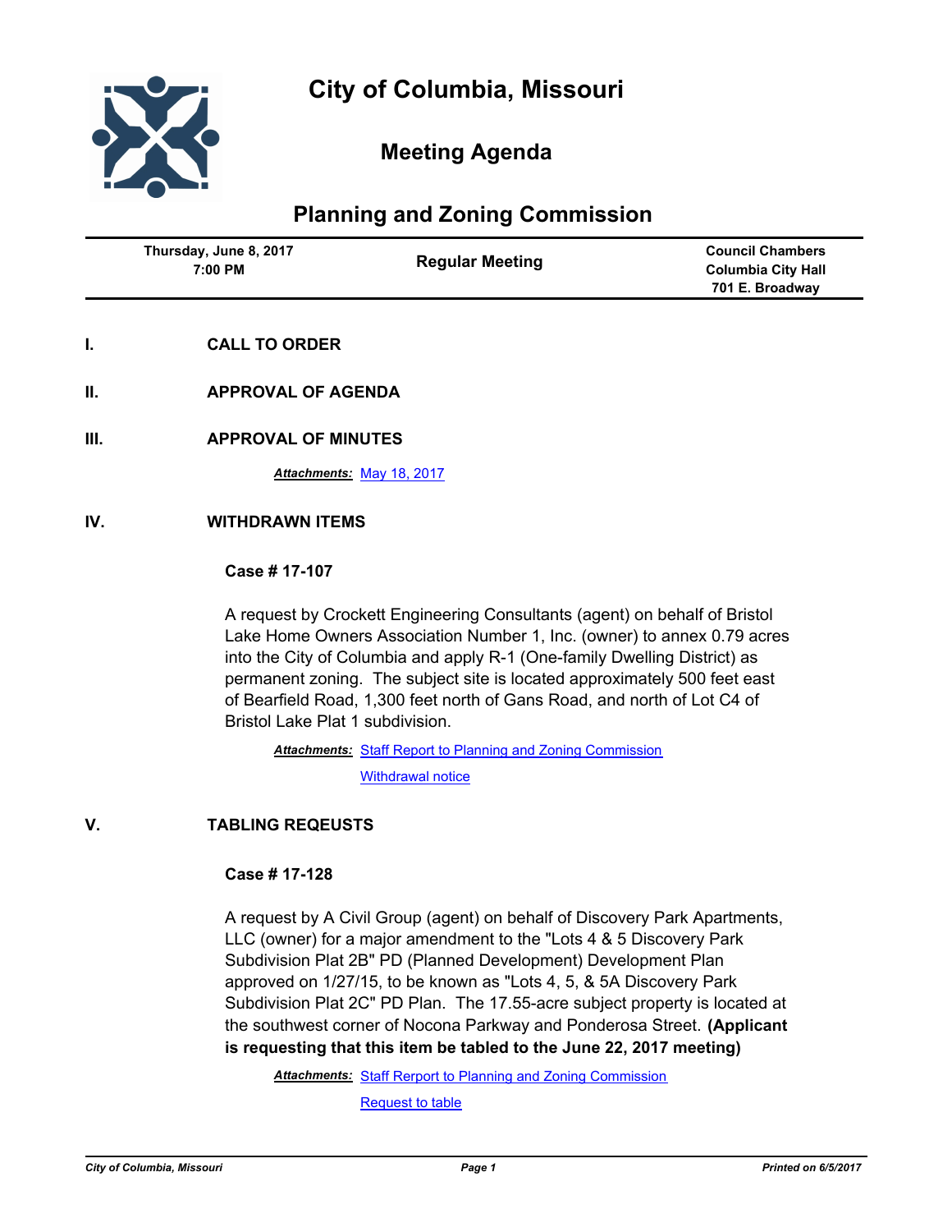# City of Columbia, Missouri

## Meeting Agenda

## Planning and Zoning Commission

| Thursday, June 8, 2017<br>7:00 PM | Regular Meeting | Council Chambers<br>Columbia City Hall<br>701 E. Broadway |
|---|---|---|

### I. CALL TO ORDER

### II. APPROVAL OF AGENDA

### III. APPROVAL OF MINUTES

***Attachments:*** May 18, 2017

### IV. WITHDRAWN ITEMS

**Case # 17-107**

A request by Crockett Engineering Consultants (agent) on behalf of Bristol Lake Home Owners Association Number 1, Inc. (owner) to annex 0.79 acres into the City of Columbia and apply R-1 (One-family Dwelling District) as permanent zoning. The subject site is located approximately 500 feet east of Bearfield Road, 1,300 feet north of Gans Road, and north of Lot C4 of Bristol Lake Plat 1 subdivision.

***Attachments:*** Staff Report to Planning and Zoning Commission

Withdrawal notice

### V. TABLING REQEUSTS

**Case # 17-128**

A request by A Civil Group (agent) on behalf of Discovery Park Apartments, LLC (owner) for a major amendment to the "Lots 4 & 5 Discovery Park Subdivision Plat 2B" PD (Planned Development) Development Plan approved on 1/27/15, to be known as "Lots 4, 5, & 5A Discovery Park Subdivision Plat 2C" PD Plan. The 17.55-acre subject property is located at the southwest corner of Nocona Parkway and Ponderosa Street. **(Applicant is requesting that this item be tabled to the June 22, 2017 meeting)**

***Attachments:*** Staff Rerport to Planning and Zoning Commission

Request to table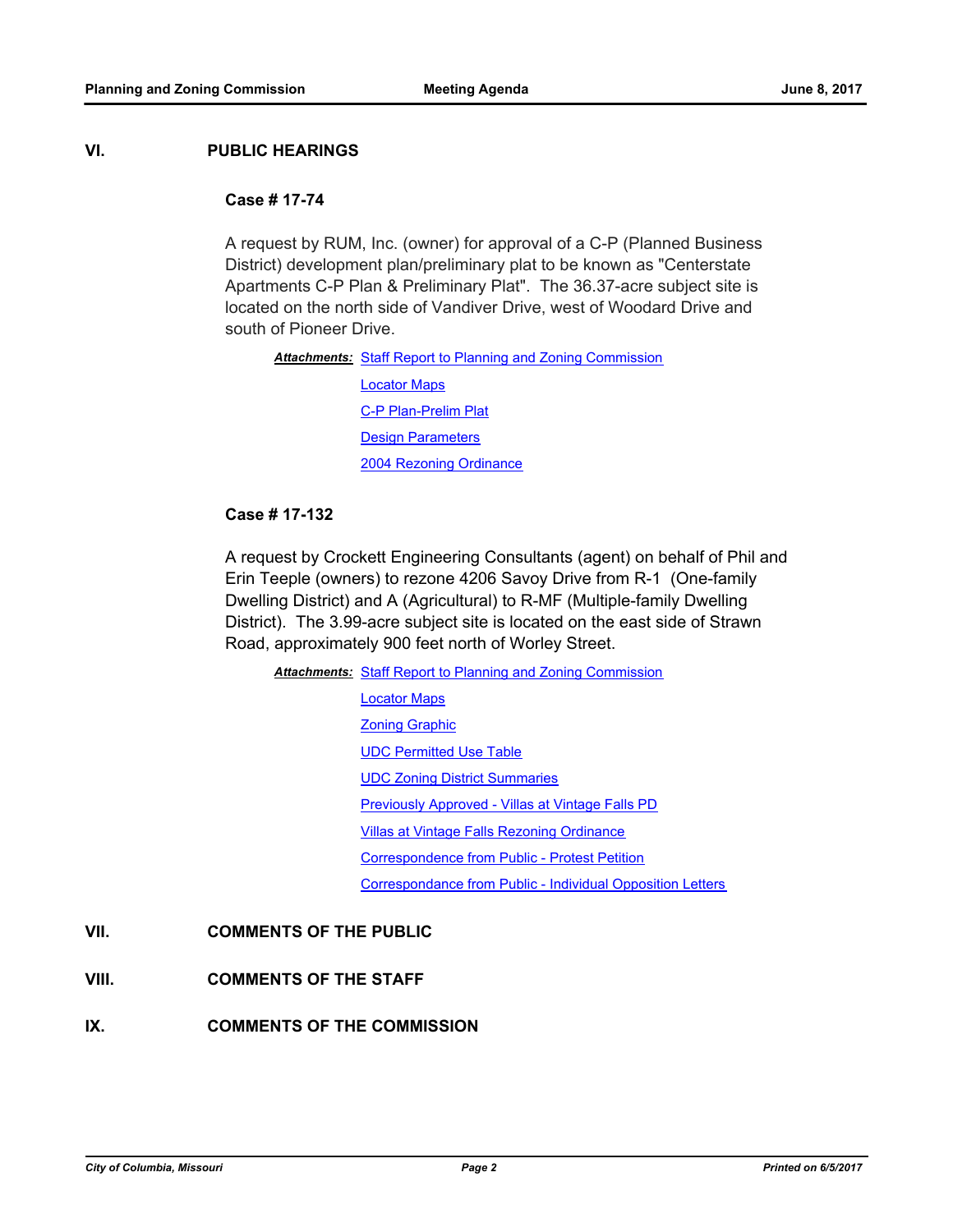## VI. PUBLIC HEARINGS

### Case # 17-74

A request by RUM, Inc. (owner) for approval of a C-P (Planned Business District) development plan/preliminary plat to be known as "Centerstate Apartments C-P Plan & Preliminary Plat". The 36.37-acre subject site is located on the north side of Vandiver Drive, west of Woodard Drive and south of Pioneer Drive.

***Attachments:*** Staff Report to Planning and Zoning Commission
Locator Maps
C-P Plan-Prelim Plat
Design Parameters
2004 Rezoning Ordinance

### Case # 17-132

A request by Crockett Engineering Consultants (agent) on behalf of Phil and Erin Teeple (owners) to rezone 4206 Savoy Drive from R-1 (One-family Dwelling District) and A (Agricultural) to R-MF (Multiple-family Dwelling District). The 3.99-acre subject site is located on the east side of Strawn Road, approximately 900 feet north of Worley Street.

***Attachments:*** Staff Report to Planning and Zoning Commission
Locator Maps
Zoning Graphic
UDC Permitted Use Table
UDC Zoning District Summaries
Previously Approved - Villas at Vintage Falls PD
Villas at Vintage Falls Rezoning Ordinance
Correspondence from Public - Protest Petition
Correspondance from Public - Individual Opposition Letters

## VII. COMMENTS OF THE PUBLIC

## VIII. COMMENTS OF THE STAFF

## IX. COMMENTS OF THE COMMISSION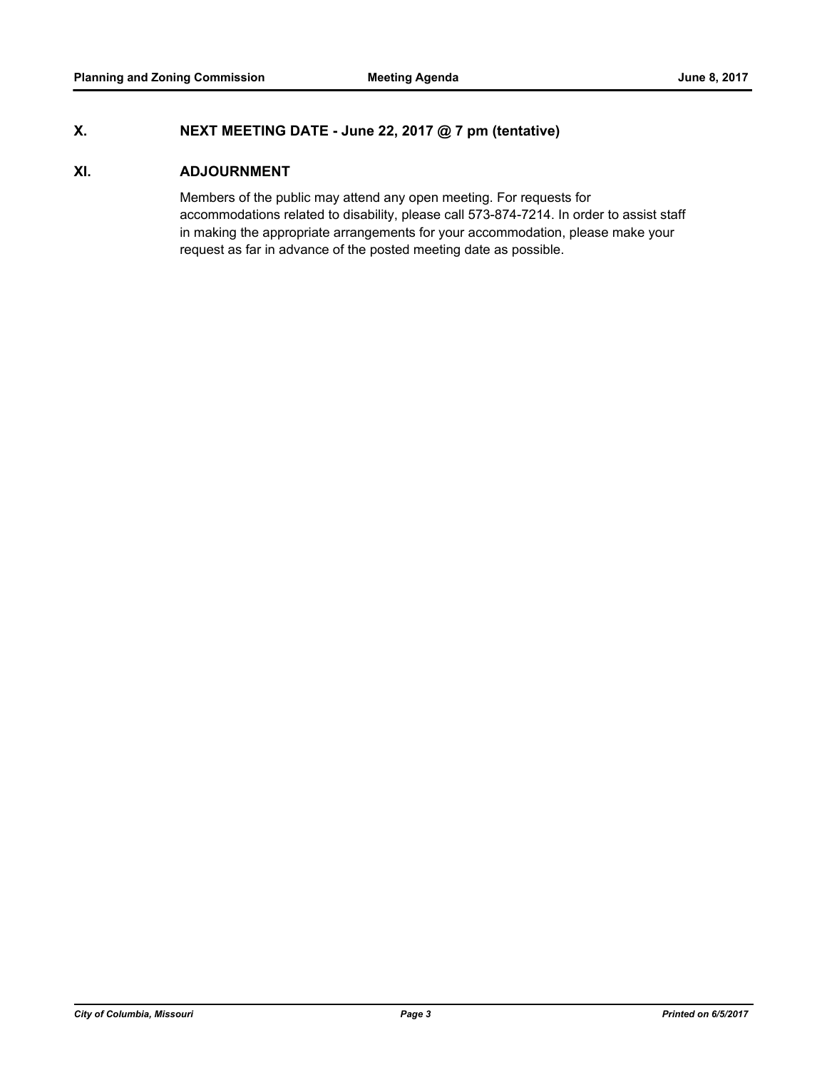## X. NEXT MEETING DATE - June 22, 2017 @ 7 pm (tentative)

## XI. ADJOURNMENT

Members of the public may attend any open meeting. For requests for accommodations related to disability, please call 573-874-7214. In order to assist staff in making the appropriate arrangements for your accommodation, please make your request as far in advance of the posted meeting date as possible.